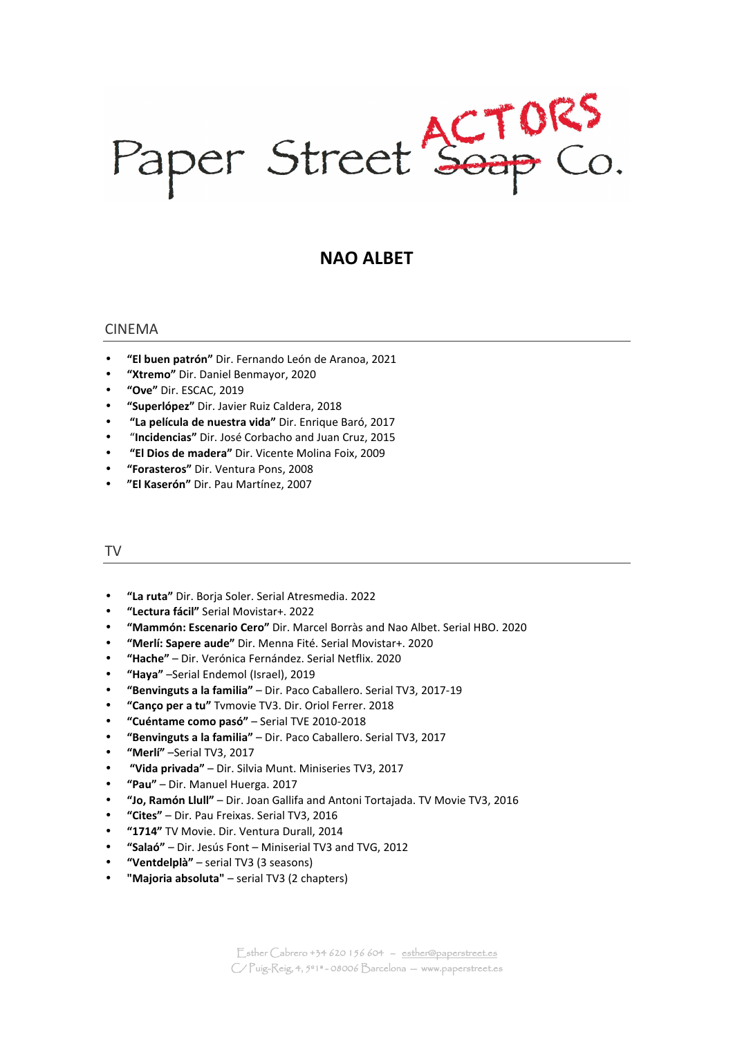Paper Street ~~Soap~~ ACTORS Co.

# NAO ALBET

## CINEMA

- **"El buen patrón"** Dir. Fernando León de Aranoa, 2021
- **"Xtremo"** Dir. Daniel Benmayor, 2020
- **"Ove"** Dir. ESCAC, 2019
- **"Superlópez"** Dir. Javier Ruiz Caldera, 2018
- **"La película de nuestra vida"** Dir. Enrique Baró, 2017
- "**Incidencias"** Dir. José Corbacho and Juan Cruz, 2015
- **"El Dios de madera"** Dir. Vicente Molina Foix, 2009
- **"Forasteros"** Dir. Ventura Pons, 2008
- **"El Kaserón"** Dir. Pau Martínez, 2007

## TV

- **"La ruta"** Dir. Borja Soler. Serial Atresmedia. 2022
- **"Lectura fácil"** Serial Movistar+. 2022
- **"Mammón: Escenario Cero"** Dir. Marcel Borràs and Nao Albet. Serial HBO. 2020
- **"Merlí: Sapere aude"** Dir. Menna Fité. Serial Movistar+. 2020
- **"Hache"** – Dir. Verónica Fernández. Serial Netflix. 2020
- **"Haya"** –Serial Endemol (Israel), 2019
- **"Benvinguts a la familia"** – Dir. Paco Caballero. Serial TV3, 2017-19
- **"Canço per a tu"** Tvmovie TV3. Dir. Oriol Ferrer. 2018
- **"Cuéntame como pasó"** – Serial TVE 2010-2018
- **"Benvinguts a la familia"** – Dir. Paco Caballero. Serial TV3, 2017
- **"Merlí"** –Serial TV3, 2017
- **"Vida privada"** – Dir. Silvia Munt. Miniseries TV3, 2017
- **"Pau"** – Dir. Manuel Huerga. 2017
- **"Jo, Ramón Llull"** – Dir. Joan Gallifa and Antoni Tortajada. TV Movie TV3, 2016
- **"Cites"** – Dir. Pau Freixas. Serial TV3, 2016
- **"1714"** TV Movie. Dir. Ventura Durall, 2014
- **"Salaó"** – Dir. Jesús Font – Miniserial TV3 and TVG, 2012
- **"Ventdelplà"** – serial TV3 (3 seasons)
- **"Majoria absoluta"** – serial TV3 (2 chapters)

Esther Cabrero +34 620 156 604 – esther@paperstreet.es
C/ Puig-Reig, 4, 5º1ª - 08006 Barcelona – www.paperstreet.es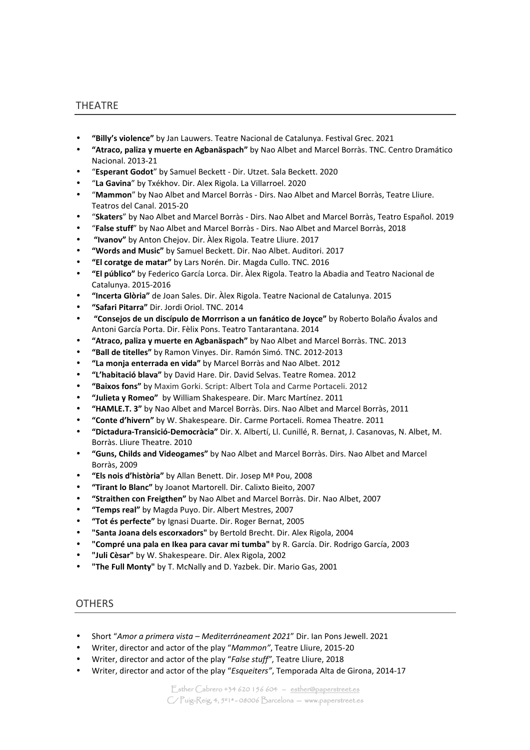## THEATRE

- **"Billy's violence"** by Jan Lauwers. Teatre Nacional de Catalunya. Festival Grec. 2021
- **"Atraco, paliza y muerte en Agbanäspach"** by Nao Albet and Marcel Borràs. TNC. Centro Dramático Nacional. 2013-21
- "**Esperant Godot**" by Samuel Beckett - Dir. Utzet. Sala Beckett. 2020
- "**La Gavina**" by Txékhov. Dir. Alex Rigola. La Villarroel. 2020
- "**Mammon**" by Nao Albet and Marcel Borràs - Dirs. Nao Albet and Marcel Borràs, Teatre Lliure. Teatros del Canal. 2015-20
- "**Skaters**" by Nao Albet and Marcel Borràs - Dirs. Nao Albet and Marcel Borràs, Teatro Español. 2019
- "**False stuff**" by Nao Albet and Marcel Borràs - Dirs. Nao Albet and Marcel Borràs, 2018
- **"Ivanov"** by Anton Chejov. Dir. Àlex Rigola. Teatre Lliure. 2017
- **"Words and Music"** by Samuel Beckett. Dir. Nao Albet. Auditori. 2017
- **"El coratge de matar"** by Lars Norén. Dir. Magda Cullo. TNC. 2016
- **"El público"** by Federico García Lorca. Dir. Àlex Rigola. Teatro la Abadia and Teatro Nacional de Catalunya. 2015-2016
- **"Incerta Glòria"** de Joan Sales. Dir. Àlex Rigola. Teatre Nacional de Catalunya. 2015
- **"Safari Pitarra"** Dir. Jordi Oriol. TNC. 2014
- **"Consejos de un discípulo de Morrrison a un fanático de Joyce"** by Roberto Bolaño Ávalos and Antoni García Porta. Dir. Fèlix Pons. Teatro Tantarantana. 2014
- **"Atraco, paliza y muerte en Agbanäspach"** by Nao Albet and Marcel Borràs. TNC. 2013
- **"Ball de titelles"** by Ramon Vinyes. Dir. Ramón Simó. TNC. 2012-2013
- **"La monja enterrada en vida"** by Marcel Borràs and Nao Albet. 2012
- **"L'habitació blava"** by David Hare. Dir. David Selvas. Teatre Romea. 2012
- **"Baixos fons"** by Maxim Gorki. Script: Albert Tola and Carme Portaceli. 2012
- **"Julieta y Romeo"** by William Shakespeare. Dir. Marc Martínez. 2011
- **"HAMLE.T. 3"** by Nao Albet and Marcel Borràs. Dirs. Nao Albet and Marcel Borràs, 2011
- **"Conte d'hivern"** by W. Shakespeare. Dir. Carme Portaceli. Romea Theatre. 2011
- **"Dictadura-Transició-Democràcia"** Dir. X. Albertí, Ll. Cunillé, R. Bernat, J. Casanovas, N. Albet, M. Borràs. Lliure Theatre. 2010
- **"Guns, Childs and Videogames"** by Nao Albet and Marcel Borràs. Dirs. Nao Albet and Marcel Borràs, 2009
- **"Els nois d'història"** by Allan Benett. Dir. Josep Mª Pou, 2008
- **"Tirant lo Blanc"** by Joanot Martorell. Dir. Calixto Bieito, 2007
- **"Straithen con Freigthen"** by Nao Albet and Marcel Borràs. Dir. Nao Albet, 2007
- **"Temps real"** by Magda Puyo. Dir. Albert Mestres, 2007
- **"Tot és perfecte"** by Ignasi Duarte. Dir. Roger Bernat, 2005
- **"Santa Joana dels escorxadors"** by Bertold Brecht. Dir. Alex Rigola, 2004
- **"Compré una pala en Ikea para cavar mi tumba"** by R. García. Dir. Rodrigo García, 2003
- **"Juli Cèsar"** by W. Shakespeare. Dir. Alex Rigola, 2002
- **"The Full Monty"** by T. McNally and D. Yazbek. Dir. Mario Gas, 2001

## OTHERS

- Short "*Amor a primera vista – Mediterráneament 2021*" Dir. Ian Pons Jewell. 2021
- Writer, director and actor of the play "*Mammon*", Teatre Lliure, 2015-20
- Writer, director and actor of the play "*False stuff*", Teatre Lliure, 2018
- Writer, director and actor of the play "*Esqueiters*", Temporada Alta de Girona, 2014-17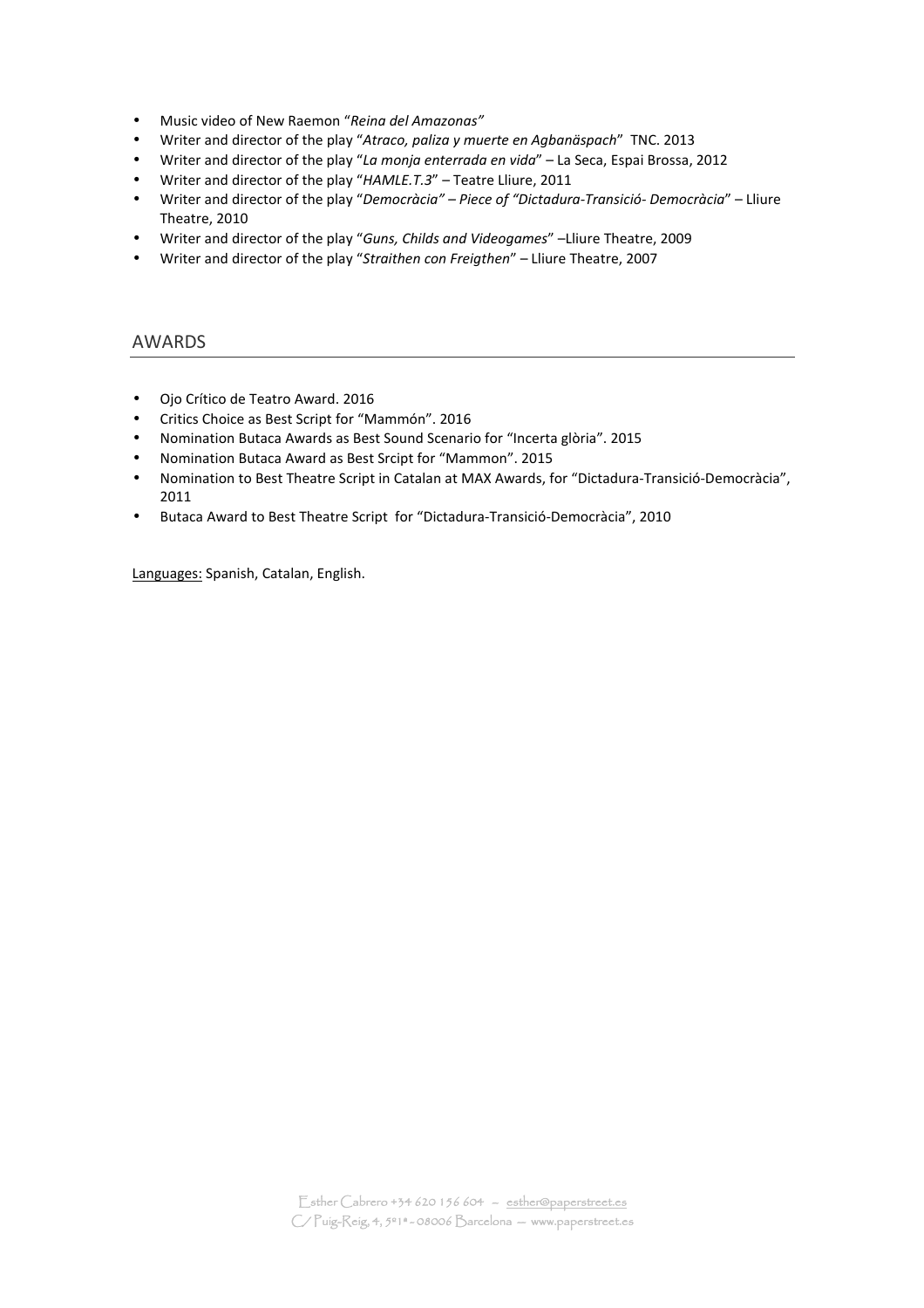- Music video of New Raemon "*Reina del Amazonas"*
- Writer and director of the play "*Atraco, paliza y muerte en Agbanäspach*" TNC. 2013
- Writer and director of the play "*La monja enterrada en vida*" – La Seca, Espai Brossa, 2012
- Writer and director of the play "*HAMLE.T.3*" – Teatre Lliure, 2011
- Writer and director of the play "*Democràcia" – Piece of "Dictadura-Transició- Democràcia*" – Lliure Theatre, 2010
- Writer and director of the play "*Guns, Childs and Videogames*" –Lliure Theatre, 2009
- Writer and director of the play "*Straithen con Freigthen*" – Lliure Theatre, 2007

## AWARDS

- Ojo Crítico de Teatro Award. 2016
- Critics Choice as Best Script for "Mammón". 2016
- Nomination Butaca Awards as Best Sound Scenario for "Incerta glòria". 2015
- Nomination Butaca Award as Best Srcipt for "Mammon". 2015
- Nomination to Best Theatre Script in Catalan at MAX Awards, for "Dictadura-Transició-Democràcia", 2011
- Butaca Award to Best Theatre Script for "Dictadura-Transició-Democràcia", 2010

Languages: Spanish, Catalan, English.